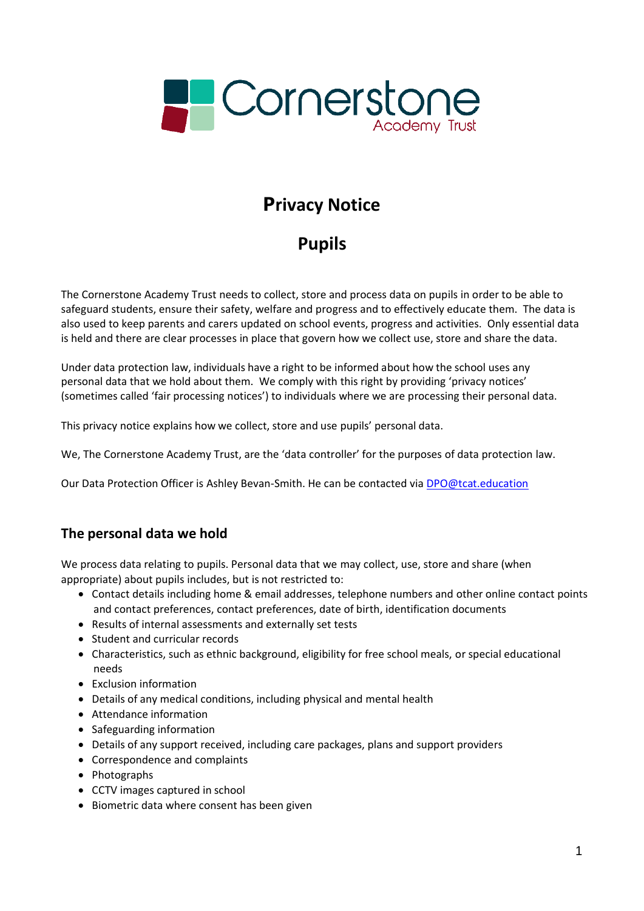Cornerstone Academy Trust

# Privacy Notice

# Pupils

The Cornerstone Academy Trust needs to collect, store and process data on pupils in order to be able to safeguard students, ensure their safety, welfare and progress and to effectively educate them. The data is also used to keep parents and carers updated on school events, progress and activities. Only essential data is held and there are clear processes in place that govern how we collect use, store and share the data.

Under data protection law, individuals have a right to be informed about how the school uses any personal data that we hold about them. We comply with this right by providing 'privacy notices' (sometimes called 'fair processing notices') to individuals where we are processing their personal data.

This privacy notice explains how we collect, store and use pupils' personal data.

We, The Cornerstone Academy Trust, are the 'data controller' for the purposes of data protection law.

Our Data Protection Officer is Ashley Bevan-Smith. He can be contacted via DPO@tcat.education

## The personal data we hold

We process data relating to pupils. Personal data that we may collect, use, store and share (when appropriate) about pupils includes, but is not restricted to:

- Contact details including home & email addresses, telephone numbers and other online contact points and contact preferences, contact preferences, date of birth, identification documents
- Results of internal assessments and externally set tests
- Student and curricular records
- Characteristics, such as ethnic background, eligibility for free school meals, or special educational needs
- Exclusion information
- Details of any medical conditions, including physical and mental health
- Attendance information
- Safeguarding information
- Details of any support received, including care packages, plans and support providers
- Correspondence and complaints
- Photographs
- CCTV images captured in school
- Biometric data where consent has been given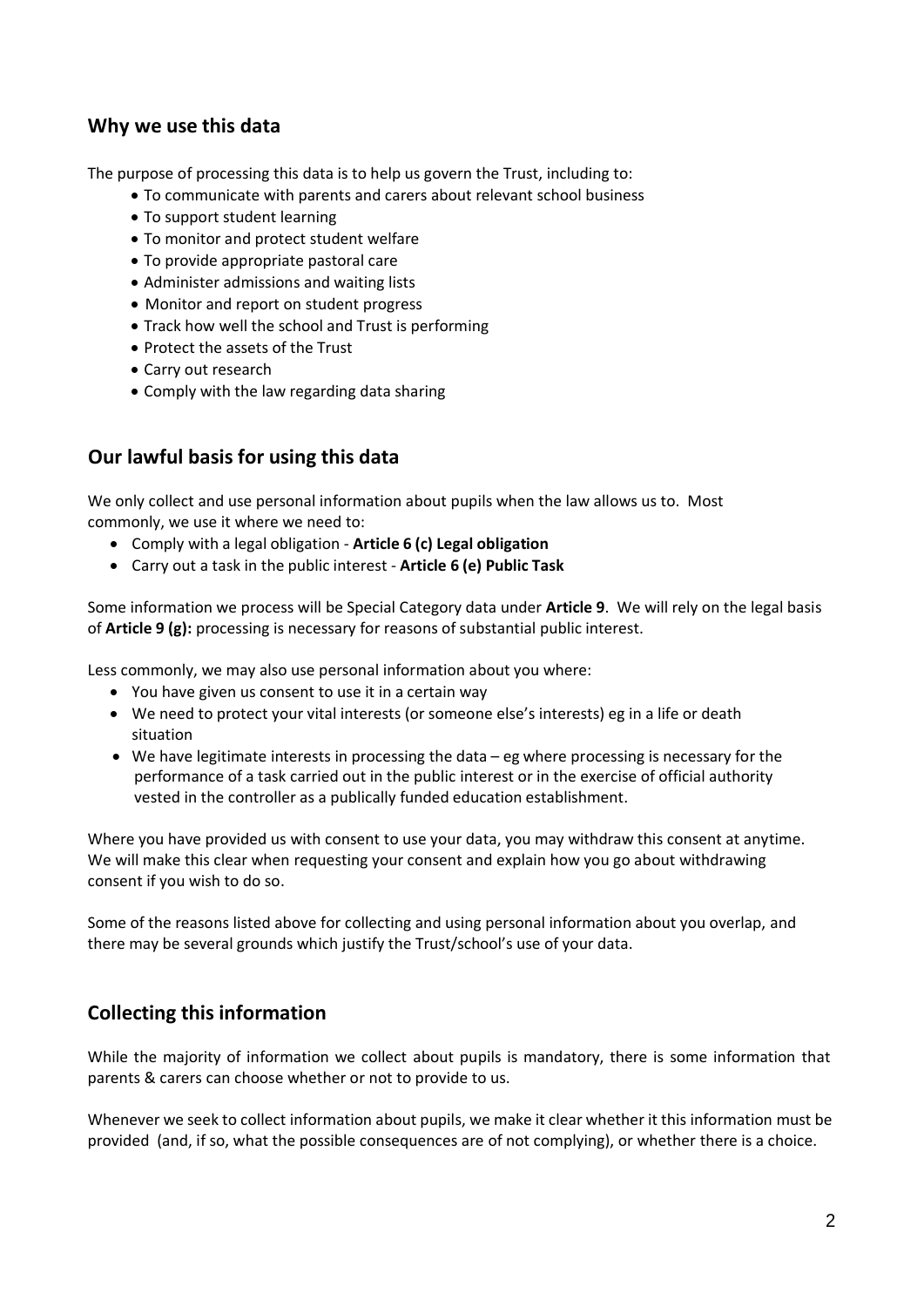## Why we use this data

The purpose of processing this data is to help us govern the Trust, including to:

- To communicate with parents and carers about relevant school business
- To support student learning
- To monitor and protect student welfare
- To provide appropriate pastoral care
- Administer admissions and waiting lists
- Monitor and report on student progress
- Track how well the school and Trust is performing
- Protect the assets of the Trust
- Carry out research
- Comply with the law regarding data sharing

## Our lawful basis for using this data

We only collect and use personal information about pupils when the law allows us to. Most commonly, we use it where we need to:

- Comply with a legal obligation - **Article 6 (c) Legal obligation**
- Carry out a task in the public interest - **Article 6 (e) Public Task**

Some information we process will be Special Category data under **Article 9**. We will rely on the legal basis of **Article 9 (g):** processing is necessary for reasons of substantial public interest.

Less commonly, we may also use personal information about you where:

- You have given us consent to use it in a certain way
- We need to protect your vital interests (or someone else's interests) eg in a life or death situation
- We have legitimate interests in processing the data – eg where processing is necessary for the performance of a task carried out in the public interest or in the exercise of official authority vested in the controller as a publically funded education establishment.

Where you have provided us with consent to use your data, you may withdraw this consent at anytime. We will make this clear when requesting your consent and explain how you go about withdrawing consent if you wish to do so.

Some of the reasons listed above for collecting and using personal information about you overlap, and there may be several grounds which justify the Trust/school's use of your data.

## Collecting this information

While the majority of information we collect about pupils is mandatory, there is some information that parents & carers can choose whether or not to provide to us.

Whenever we seek to collect information about pupils, we make it clear whether it this information must be provided (and, if so, what the possible consequences are of not complying), or whether there is a choice.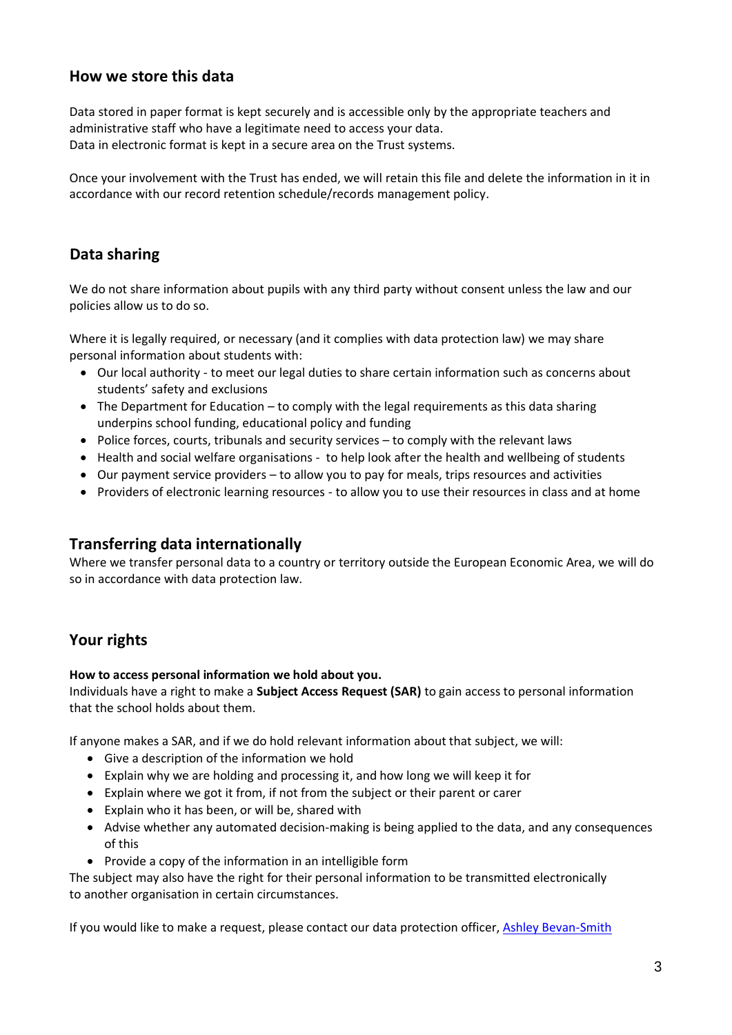## How we store this data

Data stored in paper format is kept securely and is accessible only by the appropriate teachers and administrative staff who have a legitimate need to access your data.
Data in electronic format is kept in a secure area on the Trust systems.

Once your involvement with the Trust has ended, we will retain this file and delete the information in it in accordance with our record retention schedule/records management policy.

## Data sharing

We do not share information about pupils with any third party without consent unless the law and our policies allow us to do so.

Where it is legally required, or necessary (and it complies with data protection law) we may share personal information about students with:

- Our local authority - to meet our legal duties to share certain information such as concerns about students' safety and exclusions
- The Department for Education – to comply with the legal requirements as this data sharing underpins school funding, educational policy and funding
- Police forces, courts, tribunals and security services – to comply with the relevant laws
- Health and social welfare organisations - to help look after the health and wellbeing of students
- Our payment service providers – to allow you to pay for meals, trips resources and activities
- Providers of electronic learning resources - to allow you to use their resources in class and at home

## Transferring data internationally

Where we transfer personal data to a country or territory outside the European Economic Area, we will do so in accordance with data protection law.

## Your rights

**How to access personal information we hold about you.**

Individuals have a right to make a **Subject Access Request (SAR)** to gain access to personal information that the school holds about them.

If anyone makes a SAR, and if we do hold relevant information about that subject, we will:

- Give a description of the information we hold
- Explain why we are holding and processing it, and how long we will keep it for
- Explain where we got it from, if not from the subject or their parent or carer
- Explain who it has been, or will be, shared with
- Advise whether any automated decision-making is being applied to the data, and any consequences of this
- Provide a copy of the information in an intelligible form

The subject may also have the right for their personal information to be transmitted electronically to another organisation in certain circumstances.

If you would like to make a request, please contact our data protection officer, Ashley Bevan-Smith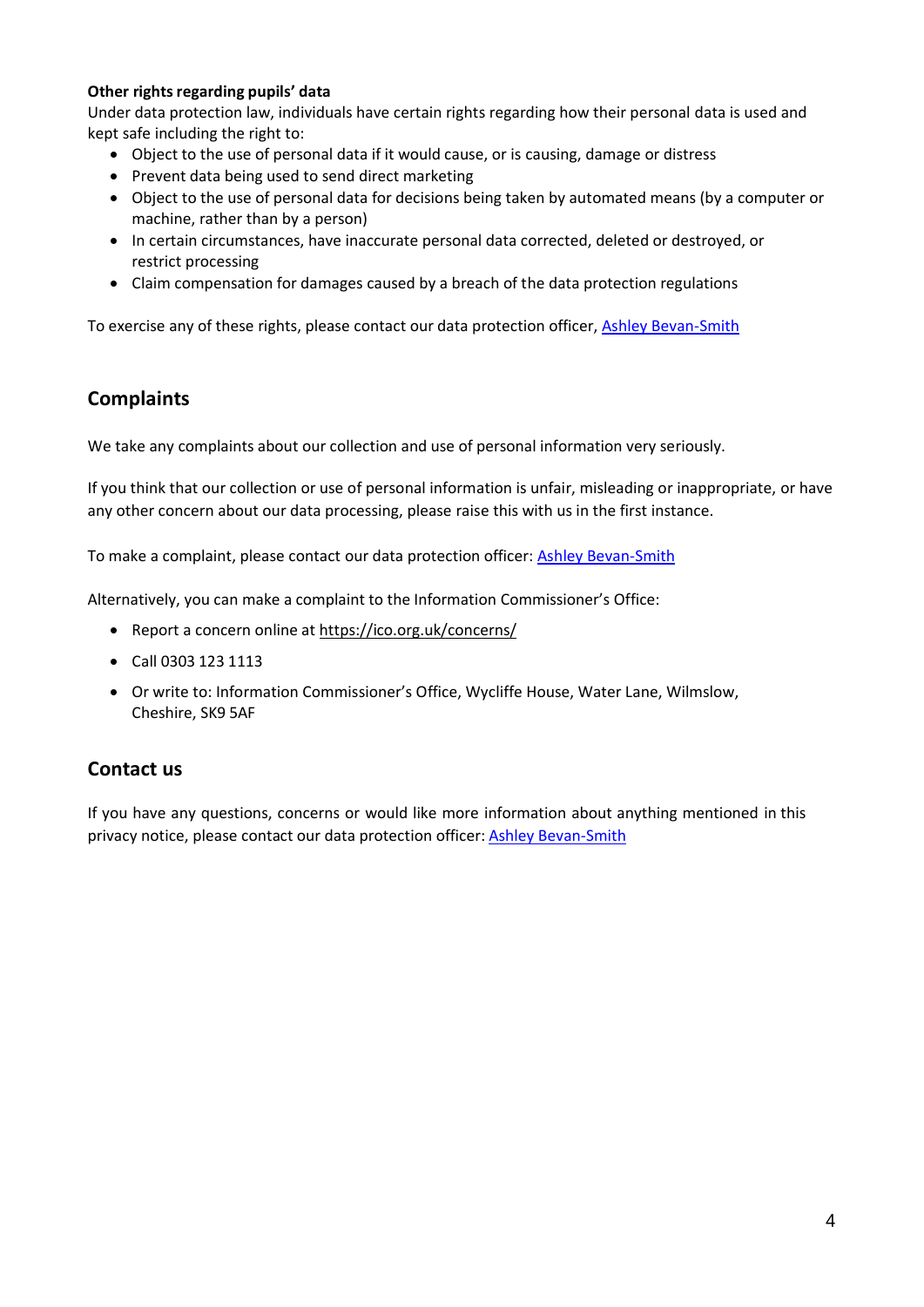**Other rights regarding pupils' data**

Under data protection law, individuals have certain rights regarding how their personal data is used and kept safe including the right to:

- Object to the use of personal data if it would cause, or is causing, damage or distress
- Prevent data being used to send direct marketing
- Object to the use of personal data for decisions being taken by automated means (by a computer or machine, rather than by a person)
- In certain circumstances, have inaccurate personal data corrected, deleted or destroyed, or restrict processing
- Claim compensation for damages caused by a breach of the data protection regulations

To exercise any of these rights, please contact our data protection officer, Ashley Bevan-Smith

## Complaints

We take any complaints about our collection and use of personal information very seriously.

If you think that our collection or use of personal information is unfair, misleading or inappropriate, or have any other concern about our data processing, please raise this with us in the first instance.

To make a complaint, please contact our data protection officer: Ashley Bevan-Smith

Alternatively, you can make a complaint to the Information Commissioner's Office:

- Report a concern online at https://ico.org.uk/concerns/
- Call 0303 123 1113
- Or write to: Information Commissioner's Office, Wycliffe House, Water Lane, Wilmslow, Cheshire, SK9 5AF

## Contact us

If you have any questions, concerns or would like more information about anything mentioned in this privacy notice, please contact our data protection officer: Ashley Bevan-Smith